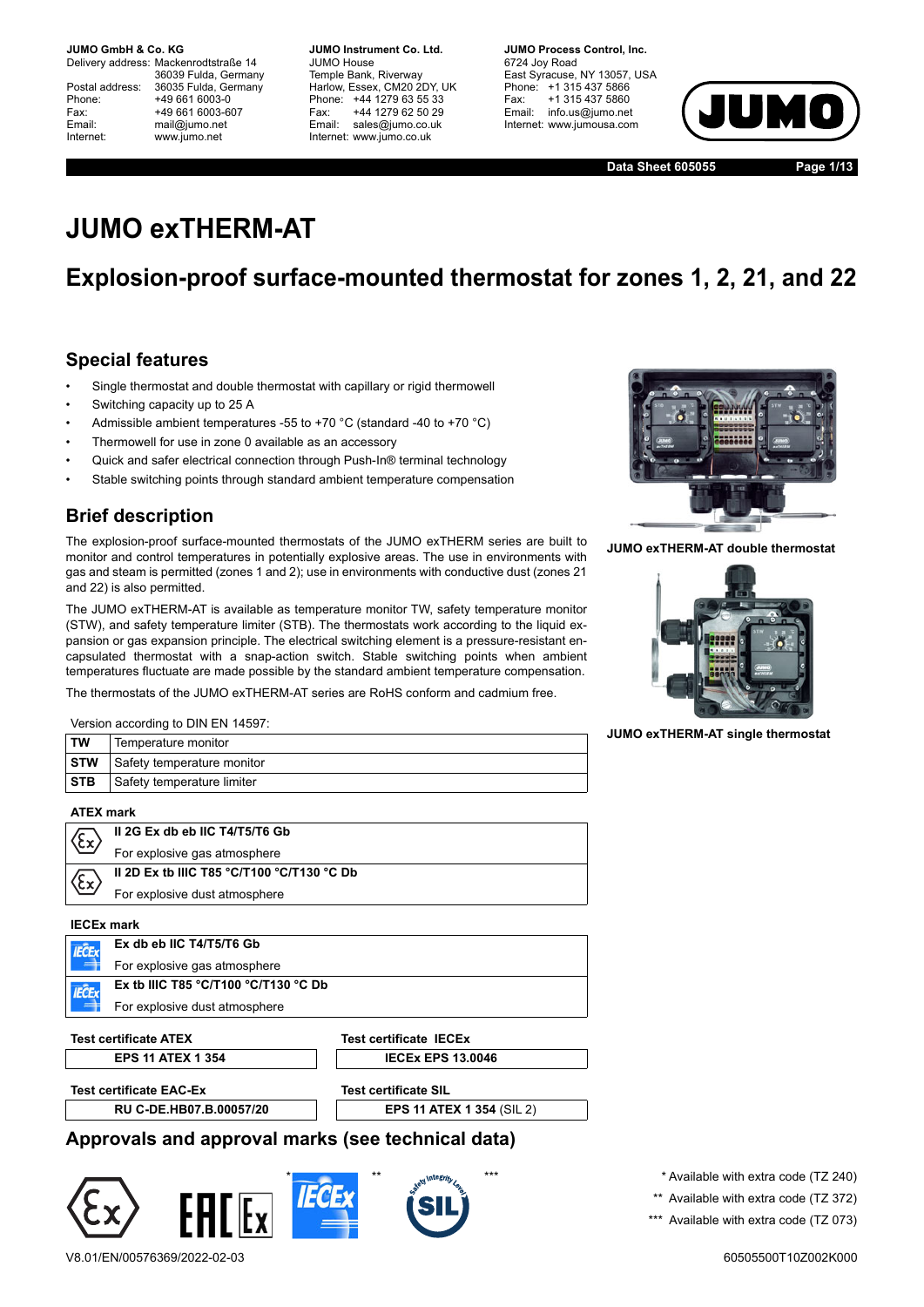**JUMO GmbH & Co. KG**
Delivery address: Mackenrodtstraße 14
36039 Fulda, Germany
Postal address: 36035 Fulda, Germany
Phone: +49 661 6003-0
Fax: +49 661 6003-607
Email: mail@jumo.net
Internet: www.jumo.net

**JUMO Instrument Co. Ltd.**
JUMO House
Temple Bank, Riverway
Harlow, Essex, CM20 2DY, UK
Phone: +44 1279 63 55 33
Fax: +44 1279 62 50 29
Email: sales@jumo.co.uk
Internet: www.jumo.co.uk

**JUMO Process Control, Inc.**
6724 Joy Road
East Syracuse, NY 13057, USA
Phone: +1 315 437 5866
Fax: +1 315 437 5860
Email: info.us@jumo.net
Internet: www.jumousa.com

**Data Sheet 605055**

# JUMO exTHERM-AT

## Explosion-proof surface-mounted thermostat for zones 1, 2, 21, and 22

### Special features

- Single thermostat and double thermostat with capillary or rigid thermowell
- Switching capacity up to 25 A
- Admissible ambient temperatures -55 to +70 °C (standard -40 to +70 °C)
- Thermowell for use in zone 0 available as an accessory
- Quick and safer electrical connection through Push-In® terminal technology
- Stable switching points through standard ambient temperature compensation

**JUMO exTHERM-AT double thermostat**

**JUMO exTHERM-AT single thermostat**

### Brief description

The explosion-proof surface-mounted thermostats of the JUMO exTHERM series are built to monitor and control temperatures in potentially explosive areas. The use in environments with gas and steam is permitted (zones 1 and 2); use in environments with conductive dust (zones 21 and 22) is also permitted.

The JUMO exTHERM-AT is available as temperature monitor TW, safety temperature monitor (STW), and safety temperature limiter (STB). The thermostats work according to the liquid expansion or gas expansion principle. The electrical switching element is a pressure-resistant encapsulated thermostat with a snap-action switch. Stable switching points when ambient temperatures fluctuate are made possible by the standard ambient temperature compensation.

The thermostats of the JUMO exTHERM-AT series are RoHS conform and cadmium free.

Version according to DIN EN 14597:

| | |
|---|---|
| **TW** | Temperature monitor |
| **STW** | Safety temperature monitor |
| **STB** | Safety temperature limiter |

**ATEX mark**

| | |
|---|---|
| Ex | **II 2G Ex db eb IIC T4/T5/T6 Gb**<br>For explosive gas atmosphere |
| Ex | **II 2D Ex tb IIIC T85 °C/T100 °C/T130 °C Db**<br>For explosive dust atmosphere |

**IECEx mark**

| | |
|---|---|
| IECEx | **Ex db eb IIC T4/T5/T6 Gb**<br>For explosive gas atmosphere |
| IECEx | **Ex tb IIIC T85 °C/T100 °C/T130 °C Db**<br>For explosive dust atmosphere |

| Test certificate ATEX | Test certificate IECEx |
|---|---|
| **EPS 11 ATEX 1 354** | **IECEx EPS 13.0046** |

| Test certificate EAC-Ex | Test certificate SIL |
|---|---|
| **RU C-DE.HB07.B.00057/20** | **EPS 11 ATEX 1 354** (SIL 2) |

## Approvals and approval marks (see technical data)

Ex, EAC Ex*, IECEx**, SIL***

\* Available with extra code (TZ 240)
\*\* Available with extra code (TZ 372)
\*\*\* Available with extra code (TZ 073)

V8.01/EN/00576369/2022-02-03

60505500T10Z002K000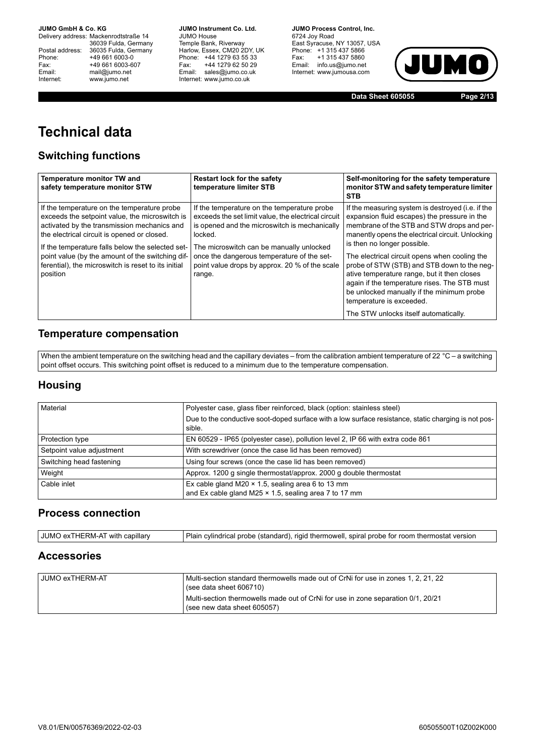# Technical data

## Switching functions

| Temperature monitor TW and safety temperature monitor STW | Restart lock for the safety temperature limiter STB | Self-monitoring for the safety temperature monitor STW and safety temperature limiter STB |
|---|---|---|
| If the temperature on the temperature probe exceeds the setpoint value, the microswitch is activated by the transmission mechanics and the electrical circuit is opened or closed.<br>If the temperature falls below the selected setpoint value (by the amount of the switching differential), the microswitch is reset to its initial position | If the temperature on the temperature probe exceeds the set limit value, the electrical circuit is opened and the microswitch is mechanically locked.<br>The microswitch can be manually unlocked once the dangerous temperature of the setpoint value drops by approx. 20 % of the scale range. | If the measuring system is destroyed (i.e. if the expansion fluid escapes) the pressure in the membrane of the STB and STW drops and permanently opens the electrical circuit. Unlocking is then no longer possible.<br>The electrical circuit opens when cooling the probe of STW (STB) and STB down to the negative temperature range, but it then closes again if the temperature rises. The STB must be unlocked manually if the minimum probe temperature is exceeded.<br>The STW unlocks itself automatically. |

## Temperature compensation

When the ambient temperature on the switching head and the capillary deviates – from the calibration ambient temperature of 22 °C – a switching point offset occurs. This switching point offset is reduced to a minimum due to the temperature compensation.

## Housing

| | |
|---|---|
| Material | Polyester case, glass fiber reinforced, black (option: stainless steel)<br>Due to the conductive soot-doped surface with a low surface resistance, static charging is not possible. |
| Protection type | EN 60529 - IP65 (polyester case), pollution level 2, IP 66 with extra code 861 |
| Setpoint value adjustment | With screwdriver (once the case lid has been removed) |
| Switching head fastening | Using four screws (once the case lid has been removed) |
| Weight | Approx. 1200 g single thermostat/approx. 2000 g double thermostat |
| Cable inlet | Ex cable gland M20 × 1.5, sealing area 6 to 13 mm<br>and Ex cable gland M25 × 1.5, sealing area 7 to 17 mm |

## Process connection

| | |
|---|---|
| JUMO exTHERM-AT with capillary | Plain cylindrical probe (standard), rigid thermowell, spiral probe for room thermostat version |

## Accessories

| | |
|---|---|
| JUMO exTHERM-AT | Multi-section standard thermowells made out of CrNi for use in zones 1, 2, 21, 22 (see data sheet 606710)<br>Multi-section thermowells made out of CrNi for use in zone separation 0/1, 20/21 (see new data sheet 605057) |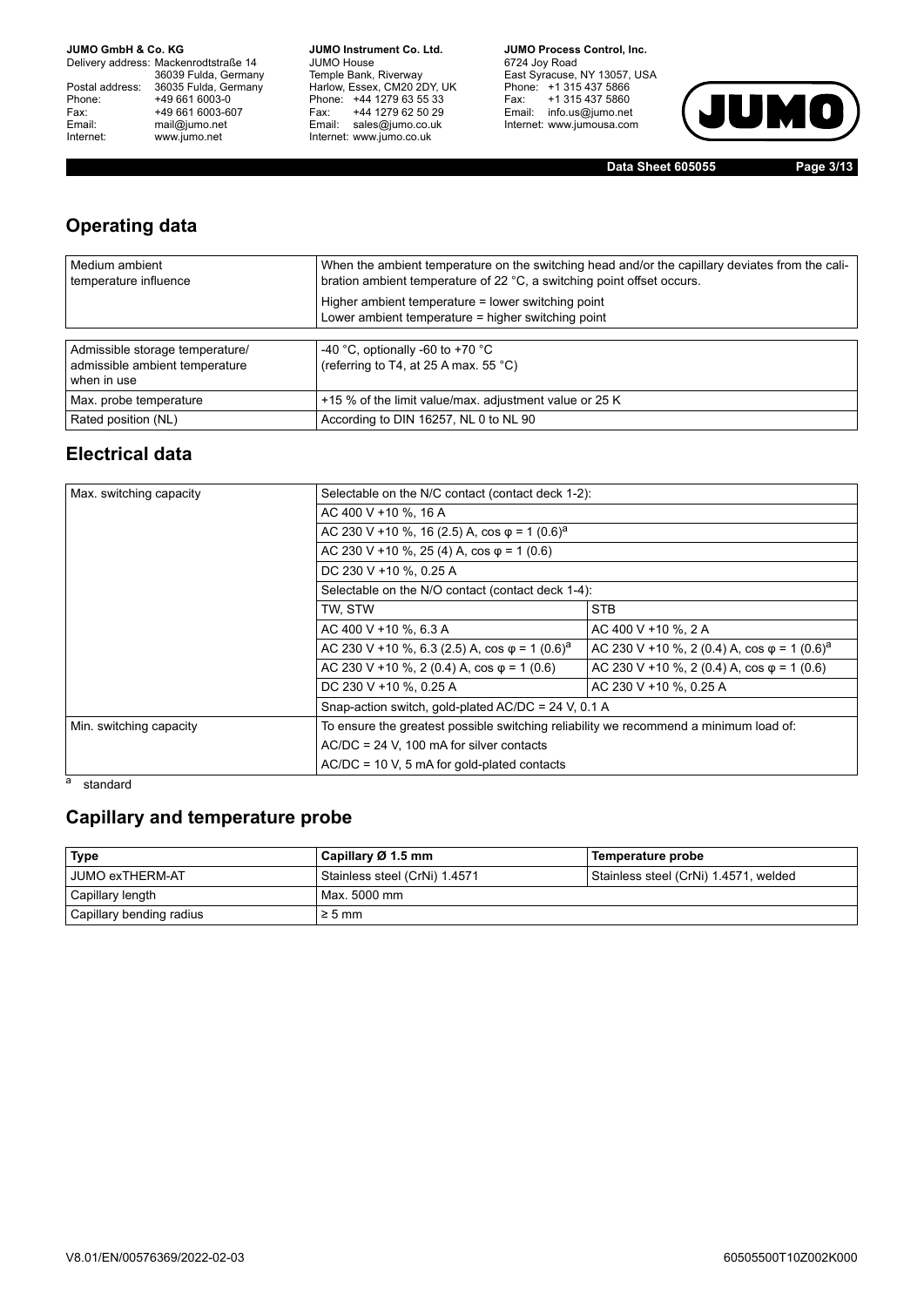## Operating data

| | |
|---|---|
| Medium ambient temperature influence | When the ambient temperature on the switching head and/or the capillary deviates from the calibration ambient temperature of 22 °C, a switching point offset occurs.<br>Higher ambient temperature = lower switching point<br>Lower ambient temperature = higher switching point |

| | |
|---|---|
| Admissible storage temperature/ admissible ambient temperature when in use | -40 °C, optionally -60 to +70 °C (referring to T4, at 25 A max. 55 °C) |
| Max. probe temperature | +15 % of the limit value/max. adjustment value or 25 K |
| Rated position (NL) | According to DIN 16257, NL 0 to NL 90 |

## Electrical data

| | | |
|---|---|---|
| Max. switching capacity | Selectable on the N/C contact (contact deck 1-2): | |
| | AC 400 V +10 %, 16 A | |
| | AC 230 V +10 %, 16 (2.5) A, cos φ = 1 (0.6)[a] | |
| | AC 230 V +10 %, 25 (4) A, cos φ = 1 (0.6) | |
| | DC 230 V +10 %, 0.25 A | |
| | Selectable on the N/O contact (contact deck 1-4): | |
| | TW, STW | STB |
| | AC 400 V +10 %, 6.3 A | AC 400 V +10 %, 2 A |
| | AC 230 V +10 %, 6.3 (2.5) A, cos φ = 1 (0.6)[a] | AC 230 V +10 %, 2 (0.4) A, cos φ = 1 (0.6)[a] |
| | AC 230 V +10 %, 2 (0.4) A, cos φ = 1 (0.6) | AC 230 V +10 %, 2 (0.4) A, cos φ = 1 (0.6) |
| | DC 230 V +10 %, 0.25 A | AC 230 V +10 %, 0.25 A |
| | Snap-action switch, gold-plated AC/DC = 24 V, 0.1 A | |
| Min. switching capacity | To ensure the greatest possible switching reliability we recommend a minimum load of: | |
| | AC/DC = 24 V, 100 mA for silver contacts | |
| | AC/DC = 10 V, 5 mA for gold-plated contacts | |

[a] standard

## Capillary and temperature probe

| Type | Capillary Ø 1.5 mm | Temperature probe |
|---|---|---|
| JUMO exTHERM-AT | Stainless steel (CrNi) 1.4571 | Stainless steel (CrNi) 1.4571, welded |
| Capillary length | Max. 5000 mm | |
| Capillary bending radius | ≥ 5 mm | |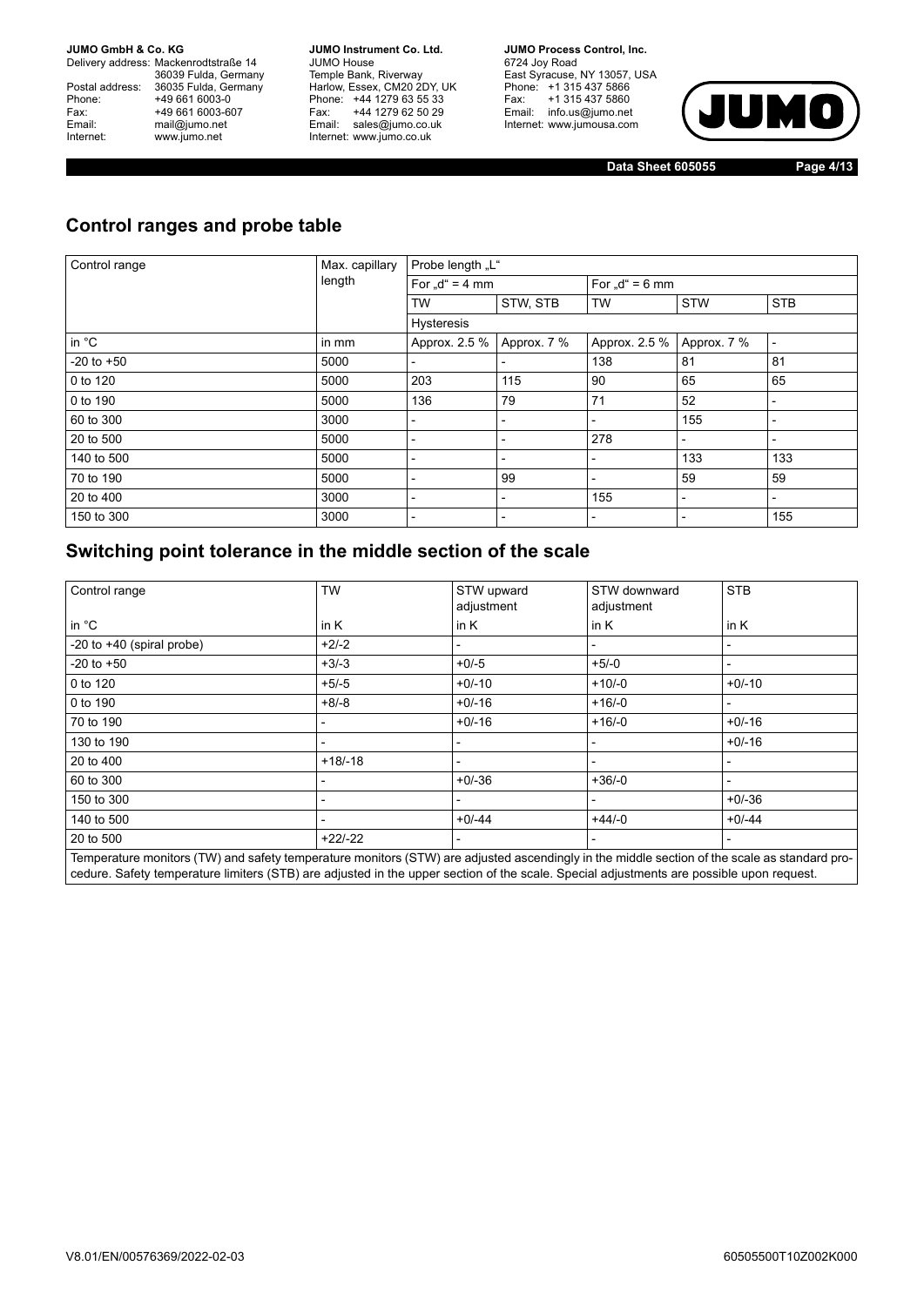## Control ranges and probe table

| Control range | Max. capillary length | Probe length „L“ | | | | |
|---|---|---|---|---|---|---|
| | | For „d“ = 4 mm | | For „d“ = 6 mm | | |
| | | TW | STW, STB | TW | STW | STB |
| | | Hysteresis | | | | |
| in °C | in mm | Approx. 2.5 % | Approx. 7 % | Approx. 2.5 % | Approx. 7 % | - |
| -20 to +50 | 5000 | - | - | 138 | 81 | 81 |
| 0 to 120 | 5000 | 203 | 115 | 90 | 65 | 65 |
| 0 to 190 | 5000 | 136 | 79 | 71 | 52 | - |
| 60 to 300 | 3000 | - | - | - | 155 | - |
| 20 to 500 | 5000 | - | - | 278 | - | - |
| 140 to 500 | 5000 | - | - | - | 133 | 133 |
| 70 to 190 | 5000 | - | 99 | - | 59 | 59 |
| 20 to 400 | 3000 | - | - | 155 | - | - |
| 150 to 300 | 3000 | - | - | - | - | 155 |

## Switching point tolerance in the middle section of the scale

| Control range | TW | STW upward adjustment | STW downward adjustment | STB |
|---|---|---|---|---|
| in °C | in K | in K | in K | in K |
| -20 to +40 (spiral probe) | +2/-2 | - | - | - |
| -20 to +50 | +3/-3 | +0/-5 | +5/-0 | - |
| 0 to 120 | +5/-5 | +0/-10 | +10/-0 | +0/-10 |
| 0 to 190 | +8/-8 | +0/-16 | +16/-0 | - |
| 70 to 190 | - | +0/-16 | +16/-0 | +0/-16 |
| 130 to 190 | - | - | - | +0/-16 |
| 20 to 400 | +18/-18 | - | - | - |
| 60 to 300 | - | +0/-36 | +36/-0 | - |
| 150 to 300 | - | - | - | +0/-36 |
| 140 to 500 | - | +0/-44 | +44/-0 | +0/-44 |
| 20 to 500 | +22/-22 | - | - | - |

Temperature monitors (TW) and safety temperature monitors (STW) are adjusted ascendingly in the middle section of the scale as standard procedure. Safety temperature limiters (STB) are adjusted in the upper section of the scale. Special adjustments are possible upon request.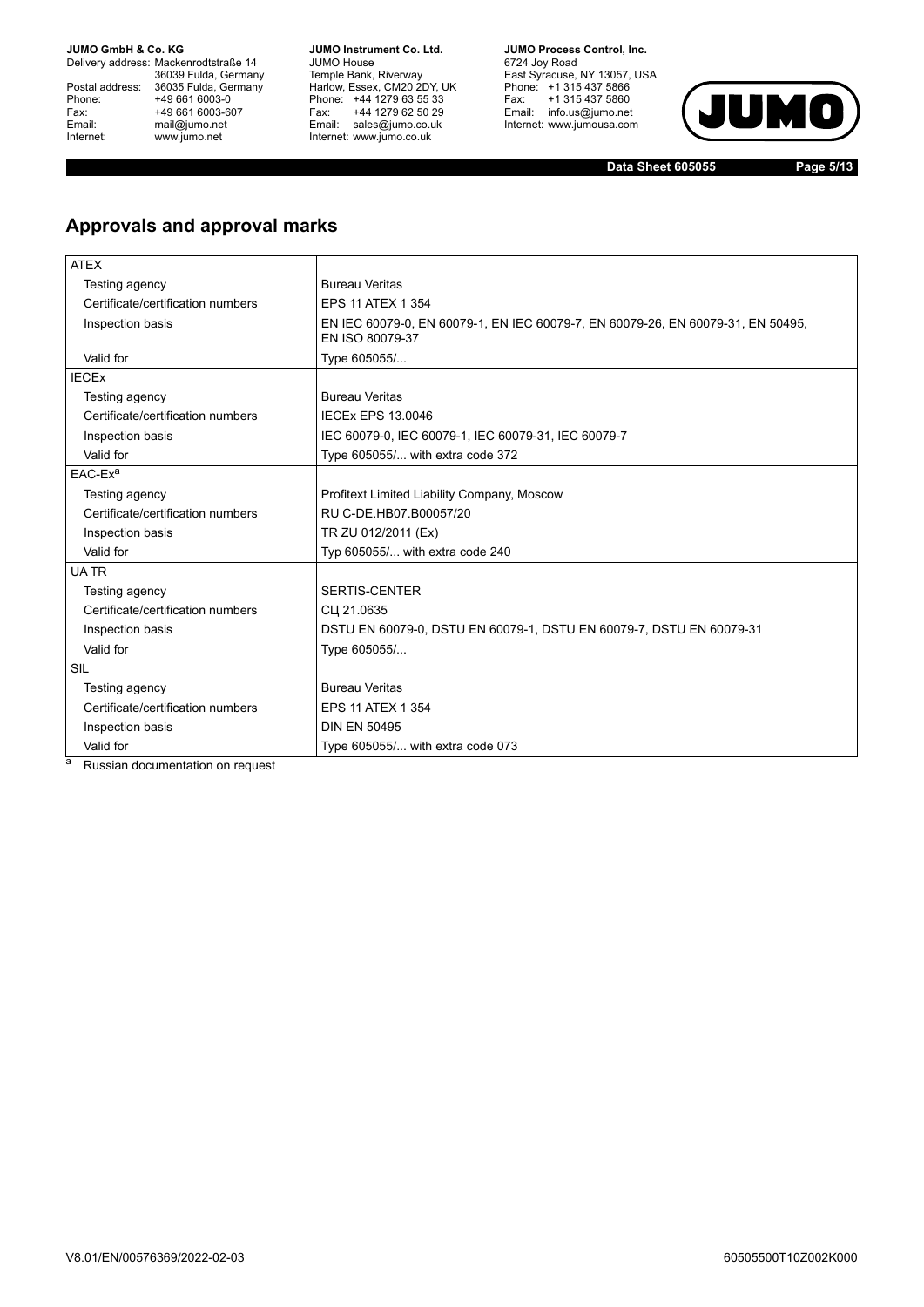## Approvals and approval marks

| ATEX | |
|---|---|
| Testing agency | Bureau Veritas |
| Certificate/certification numbers | EPS 11 ATEX 1 354 |
| Inspection basis | EN IEC 60079-0, EN 60079-1, EN IEC 60079-7, EN 60079-26, EN 60079-31, EN 50495, EN ISO 80079-37 |
| Valid for | Type 605055/... |
| **IECEx** | |
| Testing agency | Bureau Veritas |
| Certificate/certification numbers | IECEx EPS 13.0046 |
| Inspection basis | IEC 60079-0, IEC 60079-1, IEC 60079-31, IEC 60079-7 |
| Valid for | Type 605055/... with extra code 372 |
| **EAC-Ex[a]** | |
| Testing agency | Profitext Limited Liability Company, Moscow |
| Certificate/certification numbers | RU C-DE.HB07.B00057/20 |
| Inspection basis | TR ZU 012/2011 (Ex) |
| Valid for | Typ 605055/... with extra code 240 |
| **UA TR** | |
| Testing agency | SERTIS-CENTER |
| Certificate/certification numbers | СЦ 21.0635 |
| Inspection basis | DSTU EN 60079-0, DSTU EN 60079-1, DSTU EN 60079-7, DSTU EN 60079-31 |
| Valid for | Type 605055/... |
| **SIL** | |
| Testing agency | Bureau Veritas |
| Certificate/certification numbers | EPS 11 ATEX 1 354 |
| Inspection basis | DIN EN 50495 |
| Valid for | Type 605055/... with extra code 073 |

[a] Russian documentation on request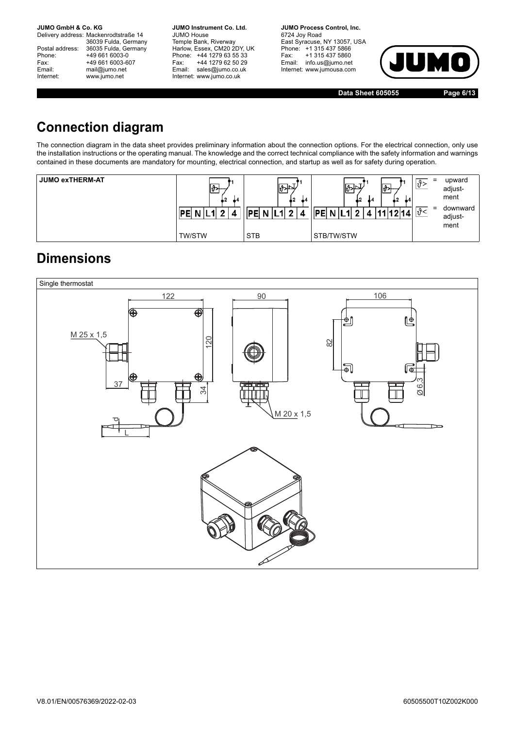# Connection diagram

The connection diagram in the data sheet provides preliminary information about the connection options. For the electrical connection, only use the installation instructions or the operating manual. The knowledge and the correct technical compliance with the safety information and warnings contained in these documents are mandatory for mounting, electrical connection, and startup as well as for safety during operation.

| JUMO exTHERM-AT | PE N L1 2 4 | PE N L1 2 4 | PE N L1 2 4 11 12 14 | $\vartheta >$ = upward adjustment<br>$\vartheta <$ = downward adjustment |
|---|---|---|---|---|
| | TW/STW | STB | STB/TW/STW | |

# Dimensions

Single thermostat

122, 120, 37, 34, M 25 x 1,5, d, L, 90, M 20 x 1,5, 106, 82, Ø6,3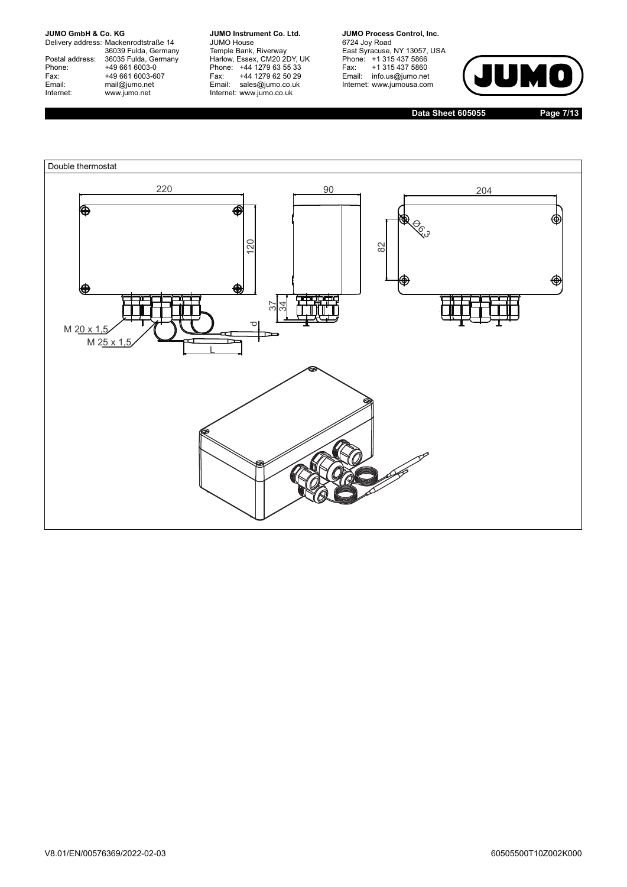Double thermostat

220

90

204

120

82

Ø6,3

37

34

M 20 x 1,5

M 25 x 1,5

d

L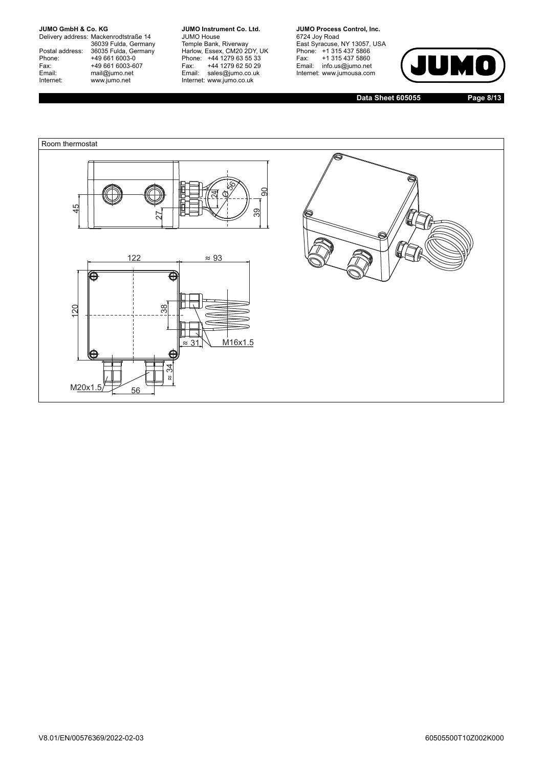Room thermostat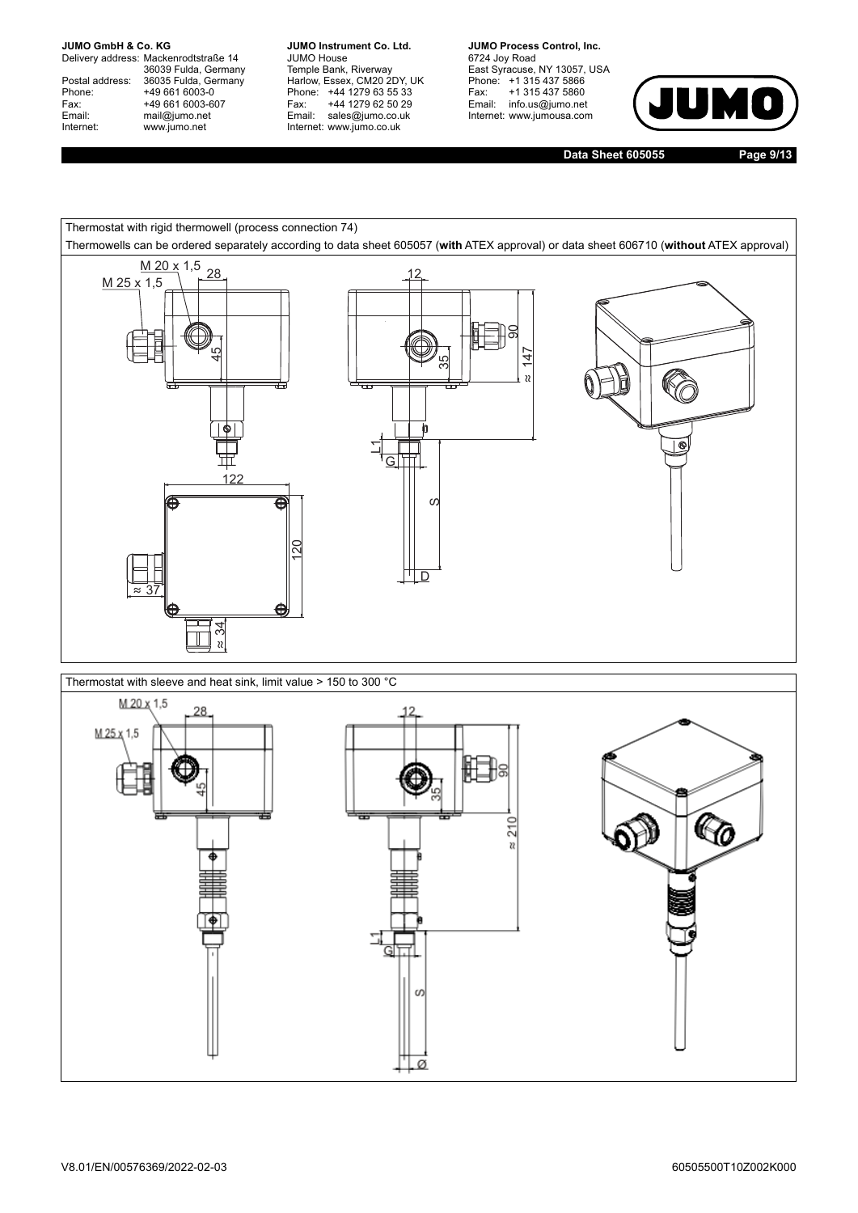Thermostat with rigid thermowell (process connection 74)

Thermowells can be ordered separately according to data sheet 605057 (**with** ATEX approval) or data sheet 606710 (**without** ATEX approval)

Thermostat with sleeve and heat sink, limit value > 150 to 300 °C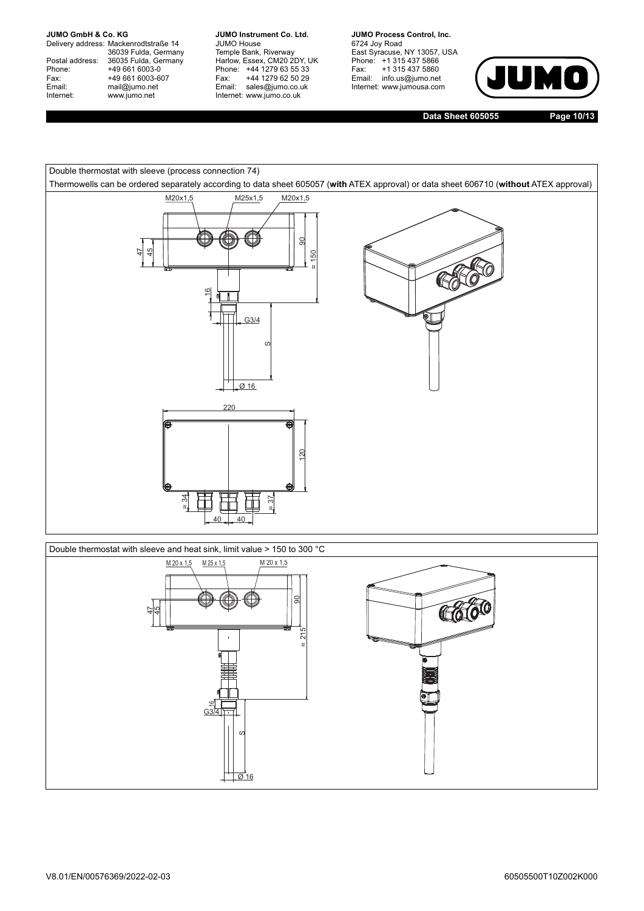Double thermostat with sleeve (process connection 74)

Thermowells can be ordered separately according to data sheet 605057 (**with** ATEX approval) or data sheet 606710 (**without** ATEX approval)

M20x1,5 M25x1,5 M20x1,5

47 45 90 ≈ 150 16 G3/4 S Ø 16

220 120 ≈ 34 ≈ 37 40 40

Double thermostat with sleeve and heat sink, limit value > 150 to 300 °C

M 20 x 1,5 M 25 x 1,5 M 20 x 1,5

47 45 90 ≈ 215 16 G3/4 S Ø 16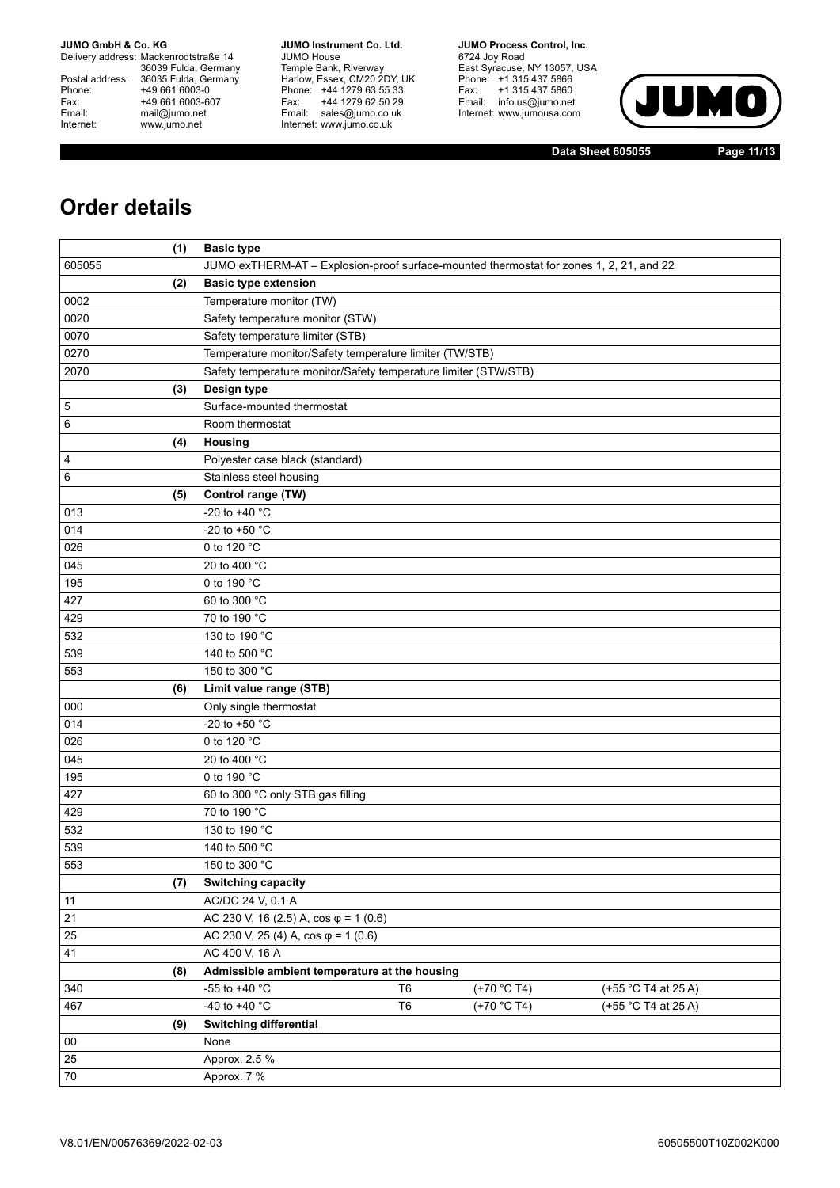# Order details

| | (1) | Basic type | | | |
|---|---|---|---|---|---|
| 605055 | | JUMO exTHERM-AT – Explosion-proof surface-mounted thermostat for zones 1, 2, 21, and 22 | | | |
| | **(2)** | **Basic type extension** | | | |
| 0002 | | Temperature monitor (TW) | | | |
| 0020 | | Safety temperature monitor (STW) | | | |
| 0070 | | Safety temperature limiter (STB) | | | |
| 0270 | | Temperature monitor/Safety temperature limiter (TW/STB) | | | |
| 2070 | | Safety temperature monitor/Safety temperature limiter (STW/STB) | | | |
| | **(3)** | **Design type** | | | |
| 5 | | Surface-mounted thermostat | | | |
| 6 | | Room thermostat | | | |
| | **(4)** | **Housing** | | | |
| 4 | | Polyester case black (standard) | | | |
| 6 | | Stainless steel housing | | | |
| | **(5)** | **Control range (TW)** | | | |
| 013 | | -20 to +40 °C | | | |
| 014 | | -20 to +50 °C | | | |
| 026 | | 0 to 120 °C | | | |
| 045 | | 20 to 400 °C | | | |
| 195 | | 0 to 190 °C | | | |
| 427 | | 60 to 300 °C | | | |
| 429 | | 70 to 190 °C | | | |
| 532 | | 130 to 190 °C | | | |
| 539 | | 140 to 500 °C | | | |
| 553 | | 150 to 300 °C | | | |
| | **(6)** | **Limit value range (STB)** | | | |
| 000 | | Only single thermostat | | | |
| 014 | | -20 to +50 °C | | | |
| 026 | | 0 to 120 °C | | | |
| 045 | | 20 to 400 °C | | | |
| 195 | | 0 to 190 °C | | | |
| 427 | | 60 to 300 °C only STB gas filling | | | |
| 429 | | 70 to 190 °C | | | |
| 532 | | 130 to 190 °C | | | |
| 539 | | 140 to 500 °C | | | |
| 553 | | 150 to 300 °C | | | |
| | **(7)** | **Switching capacity** | | | |
| 11 | | AC/DC 24 V, 0.1 A | | | |
| 21 | | AC 230 V, 16 (2.5) A, cos φ = 1 (0.6) | | | |
| 25 | | AC 230 V, 25 (4) A, cos φ = 1 (0.6) | | | |
| 41 | | AC 400 V, 16 A | | | |
| | **(8)** | **Admissible ambient temperature at the housing** | | | |
| 340 | | -55 to +40 °C | T6 | (+70 °C T4) | (+55 °C T4 at 25 A) |
| 467 | | -40 to +40 °C | T6 | (+70 °C T4) | (+55 °C T4 at 25 A) |
| | **(9)** | **Switching differential** | | | |
| 00 | | None | | | |
| 25 | | Approx. 2.5 % | | | |
| 70 | | Approx. 7 % | | | |

V8.01/EN/00576369/2022-02-03 60505500T10Z002K000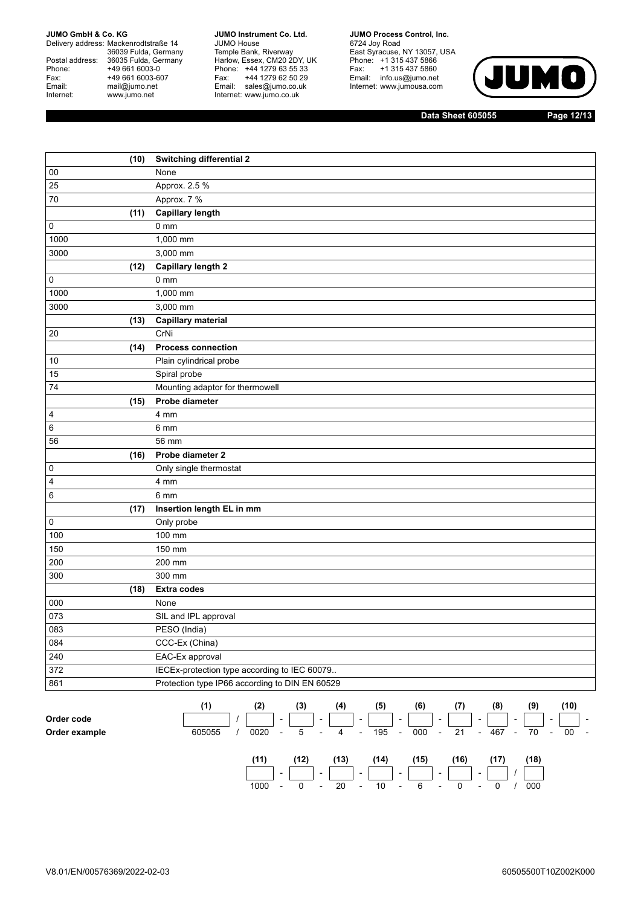| (10) | Switching differential 2 |
|---|---|
| 00 | None |
| 25 | Approx. 2.5 % |
| 70 | Approx. 7 % |
| **(11)** | **Capillary length** |
| 0 | 0 mm |
| 1000 | 1,000 mm |
| 3000 | 3,000 mm |
| **(12)** | **Capillary length 2** |
| 0 | 0 mm |
| 1000 | 1,000 mm |
| 3000 | 3,000 mm |
| **(13)** | **Capillary material** |
| 20 | CrNi |
| **(14)** | **Process connection** |
| 10 | Plain cylindrical probe |
| 15 | Spiral probe |
| 74 | Mounting adaptor for thermowell |
| **(15)** | **Probe diameter** |
| 4 | 4 mm |
| 6 | 6 mm |
| 56 | 56 mm |
| **(16)** | **Probe diameter 2** |
| 0 | Only single thermostat |
| 4 | 4 mm |
| 6 | 6 mm |
| **(17)** | **Insertion length EL in mm** |
| 0 | Only probe |
| 100 | 100 mm |
| 150 | 150 mm |
| 200 | 200 mm |
| 300 | 300 mm |
| **(18)** | **Extra codes** |
| 000 | None |
| 073 | SIL and IPL approval |
| 083 | PESO (India) |
| 084 | CCC-Ex (China) |
| 240 | EAC-Ex approval |
| 372 | IECEx-protection type according to IEC 60079.. |
| 861 | Protection type IP66 according to DIN EN 60529 |

| | (1) | | (2) | | (3) | | (4) | | (5) | | (6) | | (7) | | (8) | | (9) | | (10) | |
|---|---|---|---|---|---|---|---|---|---|---|---|---|---|---|---|---|---|---|---|---|
| **Order code** | | / | | - | | - | | - | | - | | - | | - | | - | | - | | - |
| **Order example** | 605055 | / | 0020 | - | 5 | - | 4 | - | 195 | - | 000 | - | 21 | - | 467 | - | 70 | - | 00 | - |

| (11) | | (12) | | (13) | | (14) | | (15) | | (16) | | (17) | | (18) |
|---|---|---|---|---|---|---|---|---|---|---|---|---|---|---|
| | - | | - | | - | | - | | - | | - | | / | |
| 1000 | - | 0 | - | 20 | - | 10 | - | 6 | - | 0 | - | 0 | / | 000 |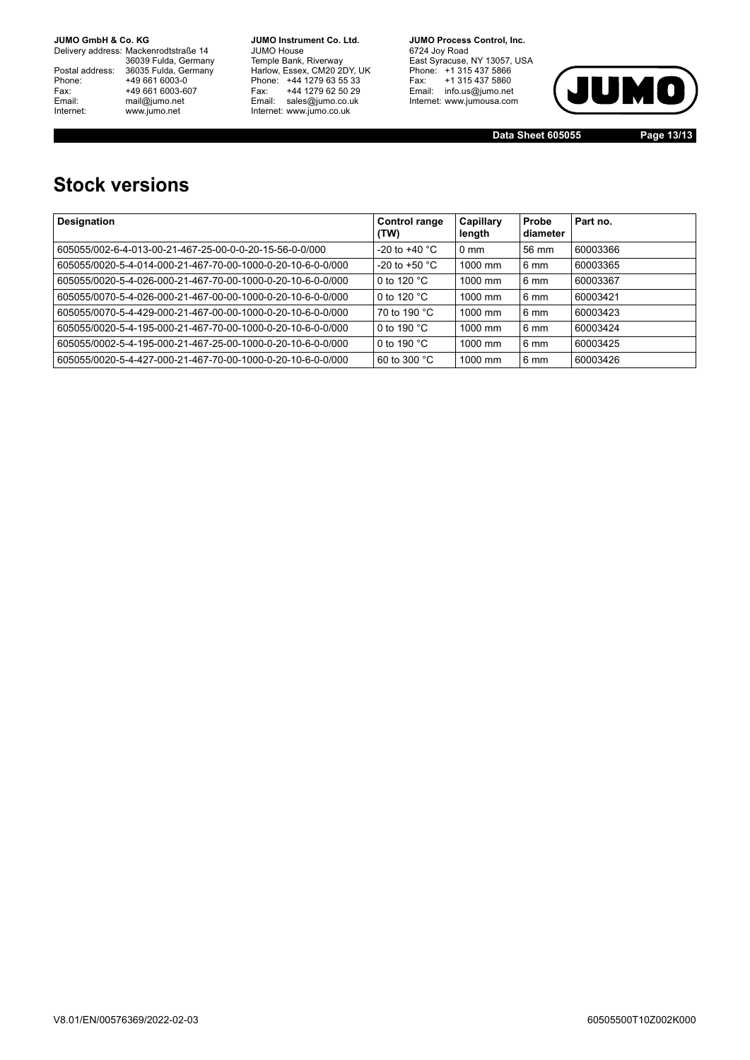# Stock versions

| Designation | Control range (TW) | Capillary length | Probe diameter | Part no. |
|---|---|---|---|---|
| 605055/002-6-4-013-00-21-467-25-00-0-0-20-15-56-0-0/000 | -20 to +40 °C | 0 mm | 56 mm | 60003366 |
| 605055/0020-5-4-014-000-21-467-70-00-1000-0-20-10-6-0-0/000 | -20 to +50 °C | 1000 mm | 6 mm | 60003365 |
| 605055/0020-5-4-026-000-21-467-70-00-1000-0-20-10-6-0-0/000 | 0 to 120 °C | 1000 mm | 6 mm | 60003367 |
| 605055/0070-5-4-026-000-21-467-00-00-1000-0-20-10-6-0-0/000 | 0 to 120 °C | 1000 mm | 6 mm | 60003421 |
| 605055/0070-5-4-429-000-21-467-00-00-1000-0-20-10-6-0-0/000 | 70 to 190 °C | 1000 mm | 6 mm | 60003423 |
| 605055/0020-5-4-195-000-21-467-70-00-1000-0-20-10-6-0-0/000 | 0 to 190 °C | 1000 mm | 6 mm | 60003424 |
| 605055/0002-5-4-195-000-21-467-25-00-1000-0-20-10-6-0-0/000 | 0 to 190 °C | 1000 mm | 6 mm | 60003425 |
| 605055/0020-5-4-427-000-21-467-70-00-1000-0-20-10-6-0-0/000 | 60 to 300 °C | 1000 mm | 6 mm | 60003426 |